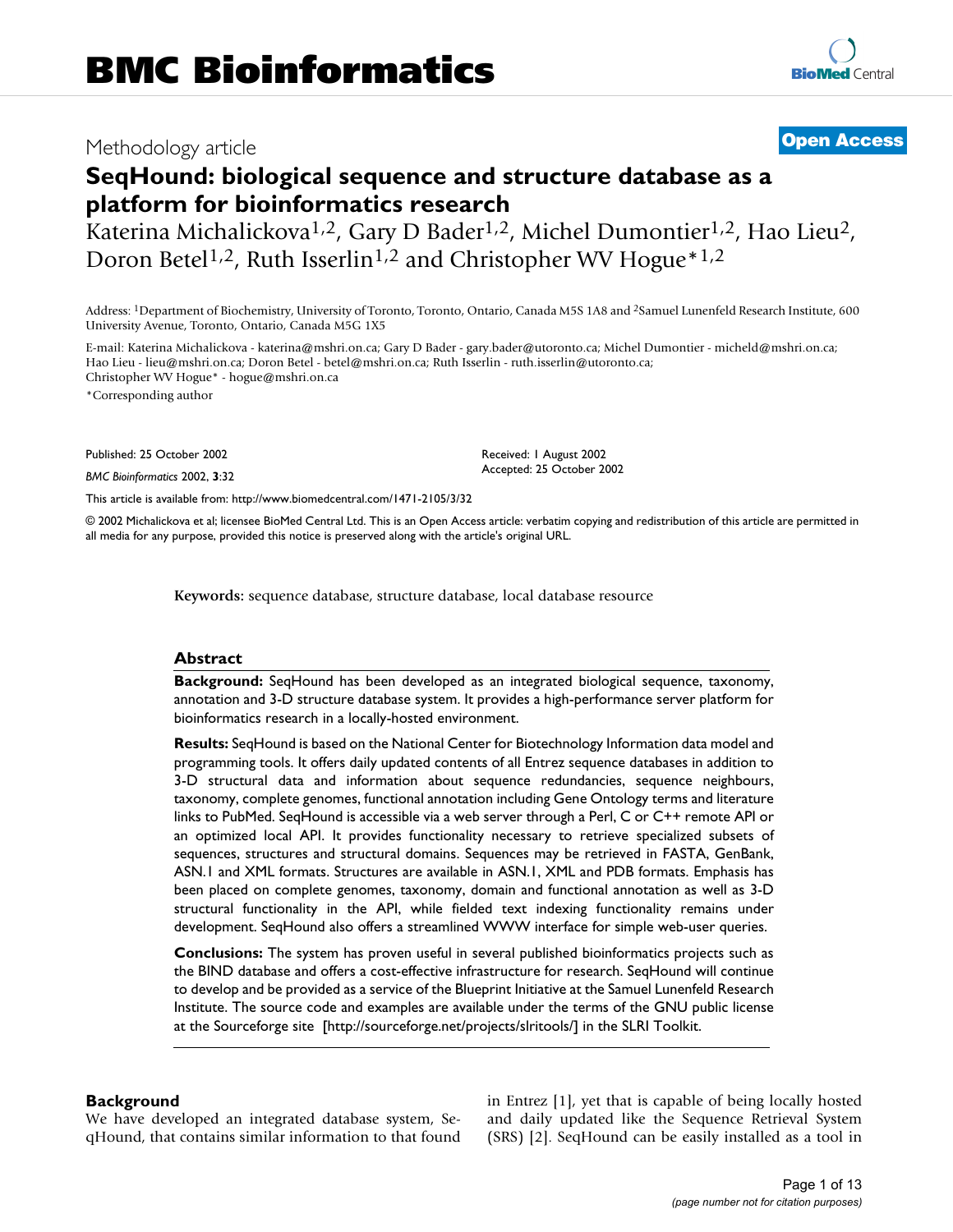Methodology article

**Open Access**

# SeqHound: biological sequence and structure database as a platform for bioinformatics research

Katerina Michalickova[1,2], Gary D Bader[1,2], Michel Dumontier[1,2], Hao Lieu[2], Doron Betel[1,2], Ruth Isserlin[1,2] and Christopher WV Hogue*[1,2]

Address: [1]Department of Biochemistry, University of Toronto, Toronto, Ontario, Canada M5S 1A8 and [2]Samuel Lunenfeld Research Institute, 600 University Avenue, Toronto, Ontario, Canada M5G 1X5

E-mail: Katerina Michalickova - katerina@mshri.on.ca; Gary D Bader - gary.bader@utoronto.ca; Michel Dumontier - micheld@mshri.on.ca; Hao Lieu - lieu@mshri.on.ca; Doron Betel - betel@mshri.on.ca; Ruth Isserlin - ruth.isserlin@utoronto.ca; Christopher WV Hogue* - hogue@mshri.on.ca

*Corresponding author

Published: 25 October 2002

*BMC Bioinformatics* 2002, **3**:32

Received: 1 August 2002
Accepted: 25 October 2002

This article is available from: http://www.biomedcentral.com/1471-2105/3/32

© 2002 Michalickova et al; licensee BioMed Central Ltd. This is an Open Access article: verbatim copying and redistribution of this article are permitted in all media for any purpose, provided this notice is preserved along with the article's original URL.

**Keywords:** sequence database, structure database, local database resource

## Abstract

**Background:** SeqHound has been developed as an integrated biological sequence, taxonomy, annotation and 3-D structure database system. It provides a high-performance server platform for bioinformatics research in a locally-hosted environment.

**Results:** SeqHound is based on the National Center for Biotechnology Information data model and programming tools. It offers daily updated contents of all Entrez sequence databases in addition to 3-D structural data and information about sequence redundancies, sequence neighbours, taxonomy, complete genomes, functional annotation including Gene Ontology terms and literature links to PubMed. SeqHound is accessible via a web server through a Perl, C or C++ remote API or an optimized local API. It provides functionality necessary to retrieve specialized subsets of sequences, structures and structural domains. Sequences may be retrieved in FASTA, GenBank, ASN.1 and XML formats. Structures are available in ASN.1, XML and PDB formats. Emphasis has been placed on complete genomes, taxonomy, domain and functional annotation as well as 3-D structural functionality in the API, while fielded text indexing functionality remains under development. SeqHound also offers a streamlined WWW interface for simple web-user queries.

**Conclusions:** The system has proven useful in several published bioinformatics projects such as the BIND database and offers a cost-effective infrastructure for research. SeqHound will continue to develop and be provided as a service of the Blueprint Initiative at the Samuel Lunenfeld Research Institute. The source code and examples are available under the terms of the GNU public license at the Sourceforge site [http://sourceforge.net/projects/slritools/] in the SLRI Toolkit.

## Background

We have developed an integrated database system, SeqHound, that contains similar information to that found in Entrez [1], yet that is capable of being locally hosted and daily updated like the Sequence Retrieval System (SRS) [2]. SeqHound can be easily installed as a tool in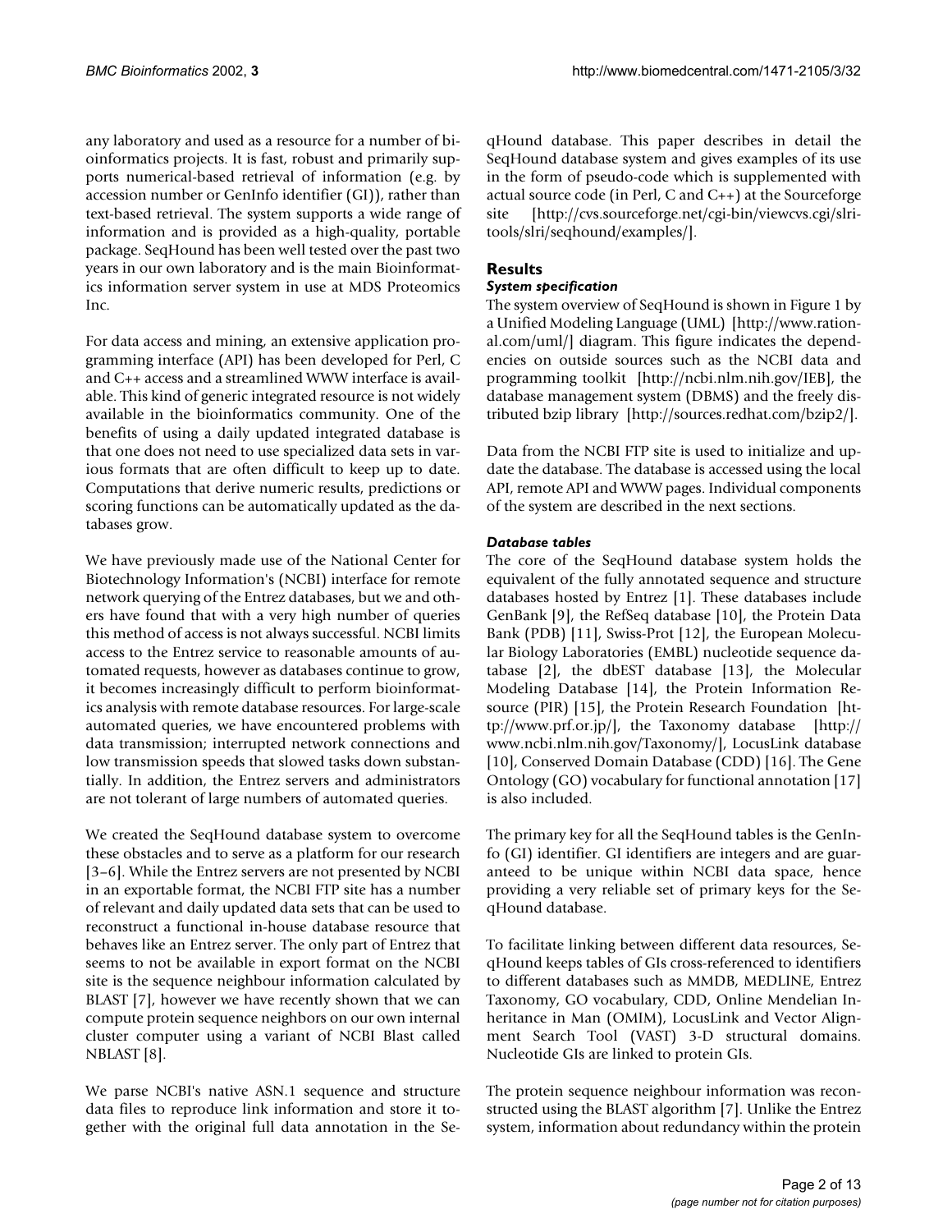any laboratory and used as a resource for a number of bioinformatics projects. It is fast, robust and primarily supports numerical-based retrieval of information (e.g. by accession number or GenInfo identifier (GI)), rather than text-based retrieval. The system supports a wide range of information and is provided as a high-quality, portable package. SeqHound has been well tested over the past two years in our own laboratory and is the main Bioinformatics information server system in use at MDS Proteomics Inc.

For data access and mining, an extensive application programming interface (API) has been developed for Perl, C and C++ access and a streamlined WWW interface is available. This kind of generic integrated resource is not widely available in the bioinformatics community. One of the benefits of using a daily updated integrated database is that one does not need to use specialized data sets in various formats that are often difficult to keep up to date. Computations that derive numeric results, predictions or scoring functions can be automatically updated as the databases grow.

We have previously made use of the National Center for Biotechnology Information's (NCBI) interface for remote network querying of the Entrez databases, but we and others have found that with a very high number of queries this method of access is not always successful. NCBI limits access to the Entrez service to reasonable amounts of automated requests, however as databases continue to grow, it becomes increasingly difficult to perform bioinformatics analysis with remote database resources. For large-scale automated queries, we have encountered problems with data transmission; interrupted network connections and low transmission speeds that slowed tasks down substantially. In addition, the Entrez servers and administrators are not tolerant of large numbers of automated queries.

We created the SeqHound database system to overcome these obstacles and to serve as a platform for our research [3–6]. While the Entrez servers are not presented by NCBI in an exportable format, the NCBI FTP site has a number of relevant and daily updated data sets that can be used to reconstruct a functional in-house database resource that behaves like an Entrez server. The only part of Entrez that seems to not be available in export format on the NCBI site is the sequence neighbour information calculated by BLAST [7], however we have recently shown that we can compute protein sequence neighbors on our own internal cluster computer using a variant of NCBI Blast called NBLAST [8].

We parse NCBI's native ASN.1 sequence and structure data files to reproduce link information and store it together with the original full data annotation in the SeqHound database. This paper describes in detail the SeqHound database system and gives examples of its use in the form of pseudo-code which is supplemented with actual source code (in Perl, C and C++) at the Sourceforge site [http://cvs.sourceforge.net/cgi-bin/viewcvs.cgi/slritools/slri/seqhound/examples/].

## Results

### *System specification*

The system overview of SeqHound is shown in Figure 1 by a Unified Modeling Language (UML) [http://www.rational.com/uml/] diagram. This figure indicates the dependencies on outside sources such as the NCBI data and programming toolkit [http://ncbi.nlm.nih.gov/IEB], the database management system (DBMS) and the freely distributed bzip library [http://sources.redhat.com/bzip2/].

Data from the NCBI FTP site is used to initialize and update the database. The database is accessed using the local API, remote API and WWW pages. Individual components of the system are described in the next sections.

### *Database tables*

The core of the SeqHound database system holds the equivalent of the fully annotated sequence and structure databases hosted by Entrez [1]. These databases include GenBank [9], the RefSeq database [10], the Protein Data Bank (PDB) [11], Swiss-Prot [12], the European Molecular Biology Laboratories (EMBL) nucleotide sequence database [2], the dbEST database [13], the Molecular Modeling Database [14], the Protein Information Resource (PIR) [15], the Protein Research Foundation [http://www.prf.or.jp/], the Taxonomy database [http://www.ncbi.nlm.nih.gov/Taxonomy/], LocusLink database [10], Conserved Domain Database (CDD) [16]. The Gene Ontology (GO) vocabulary for functional annotation [17] is also included.

The primary key for all the SeqHound tables is the GenInfo (GI) identifier. GI identifiers are integers and are guaranteed to be unique within NCBI data space, hence providing a very reliable set of primary keys for the SeqHound database.

To facilitate linking between different data resources, SeqHound keeps tables of GIs cross-referenced to identifiers to different databases such as MMDB, MEDLINE, Entrez Taxonomy, GO vocabulary, CDD, Online Mendelian Inheritance in Man (OMIM), LocusLink and Vector Alignment Search Tool (VAST) 3-D structural domains. Nucleotide GIs are linked to protein GIs.

The protein sequence neighbour information was reconstructed using the BLAST algorithm [7]. Unlike the Entrez system, information about redundancy within the protein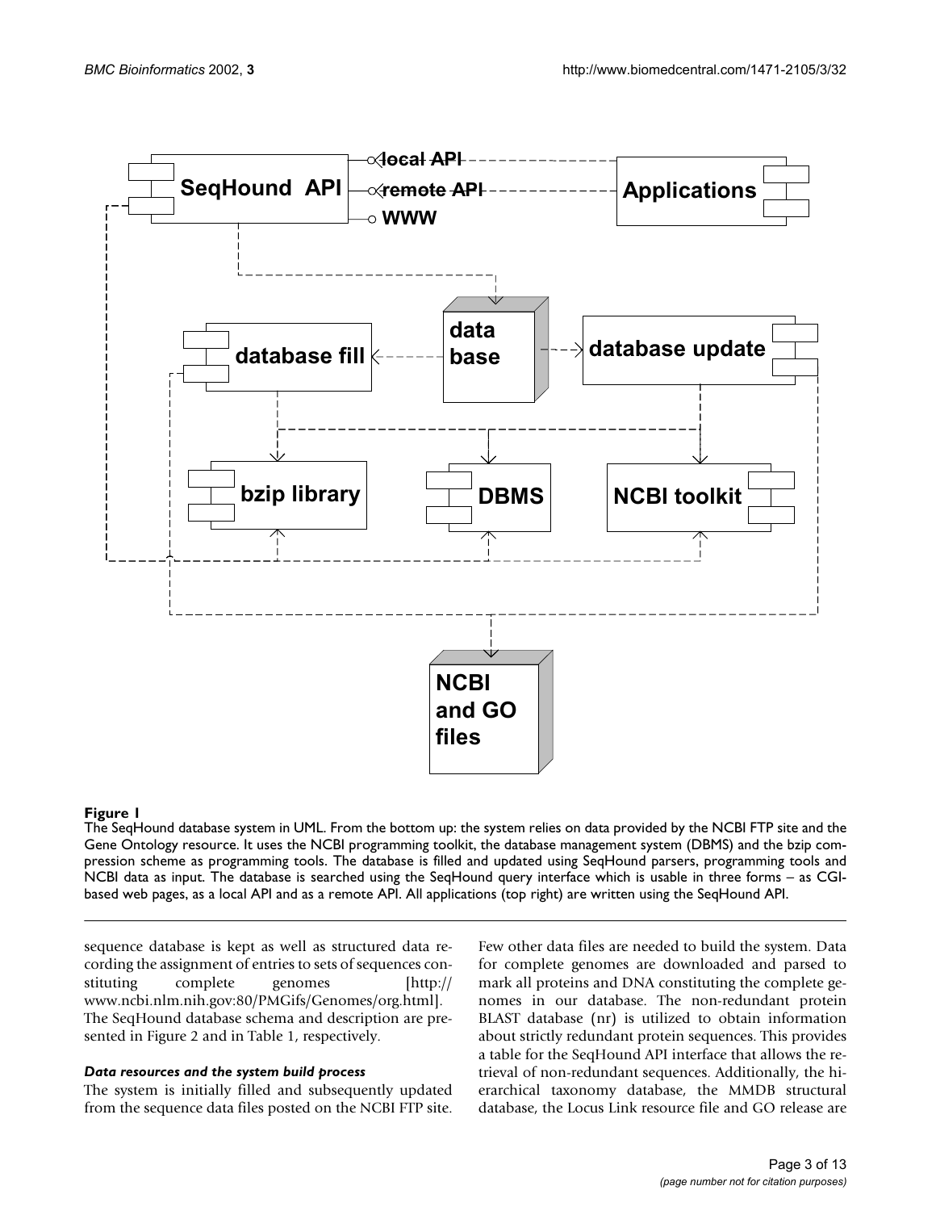**Figure 1**
The SeqHound database system in UML. From the bottom up: the system relies on data provided by the NCBI FTP site and the Gene Ontology resource. It uses the NCBI programming toolkit, the database management system (DBMS) and the bzip compression scheme as programming tools. The database is filled and updated using SeqHound parsers, programming tools and NCBI data as input. The database is searched using the SeqHound query interface which is usable in three forms – as CGI-based web pages, as a local API and as a remote API. All applications (top right) are written using the SeqHound API.

sequence database is kept as well as structured data recording the assignment of entries to sets of sequences constituting complete genomes [http://www.ncbi.nlm.nih.gov:80/PMGifs/Genomes/org.html]. The SeqHound database schema and description are presented in Figure 2 and in Table 1, respectively.

### *Data resources and the system build process*

The system is initially filled and subsequently updated from the sequence data files posted on the NCBI FTP site. Few other data files are needed to build the system. Data for complete genomes are downloaded and parsed to mark all proteins and DNA constituting the complete genomes in our database. The non-redundant protein BLAST database (nr) is utilized to obtain information about strictly redundant protein sequences. This provides a table for the SeqHound API interface that allows the retrieval of non-redundant sequences. Additionally, the hierarchical taxonomy database, the MMDB structural database, the Locus Link resource file and GO release are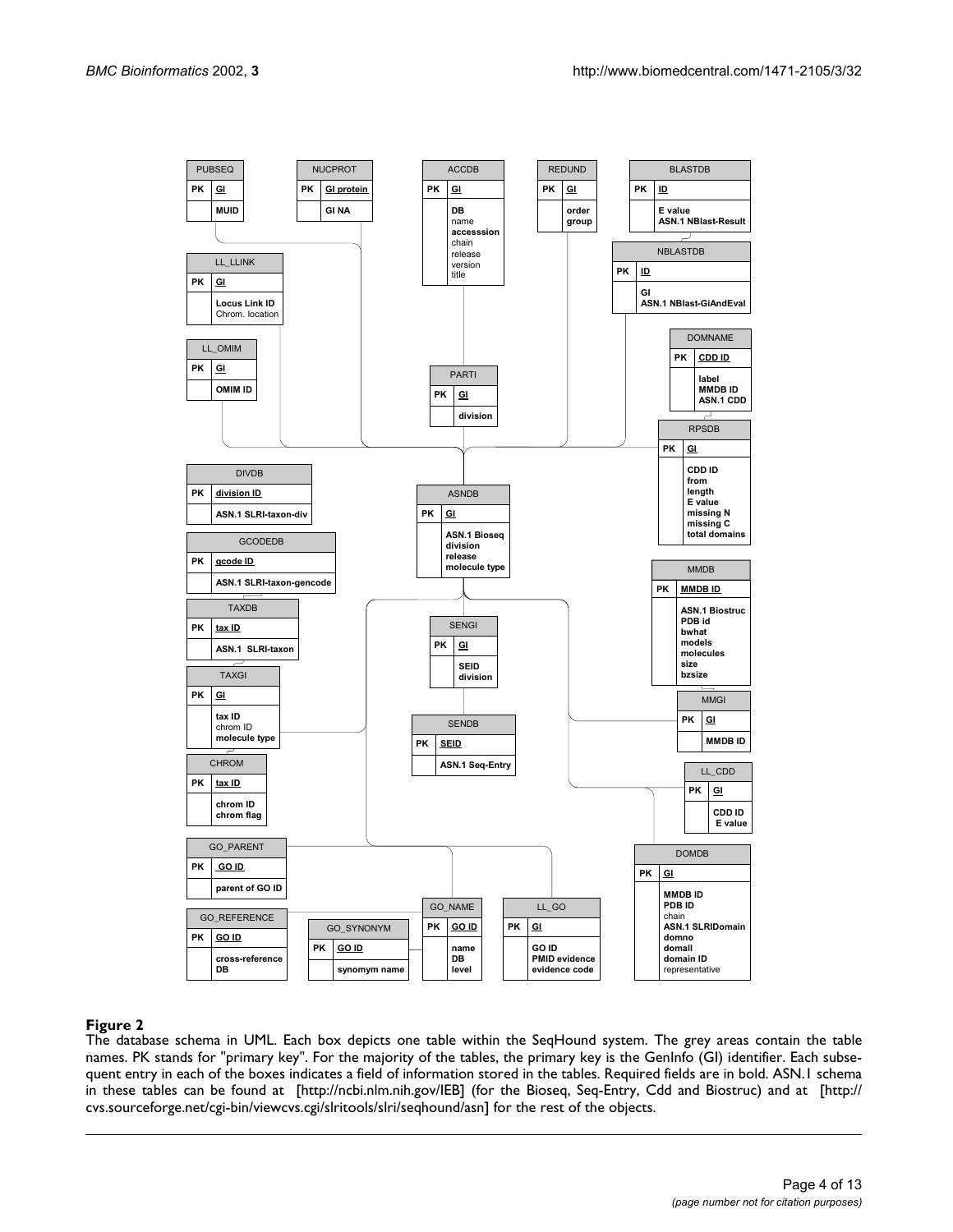**Figure 2**

The database schema in UML. Each box depicts one table within the SeqHound system. The grey areas contain the table names. PK stands for "primary key". For the majority of the tables, the primary key is the GenInfo (GI) identifier. Each subsequent entry in each of the boxes indicates a field of information stored in the tables. Required fields are in bold. ASN.1 schema in these tables can be found at [http://ncbi.nlm.nih.gov/IEB] (for the Bioseq, Seq-Entry, Cdd and Biostruc) and at [http://cvs.sourceforge.net/cgi-bin/viewcvs.cgi/slritools/slri/seqhound/asn] for the rest of the objects.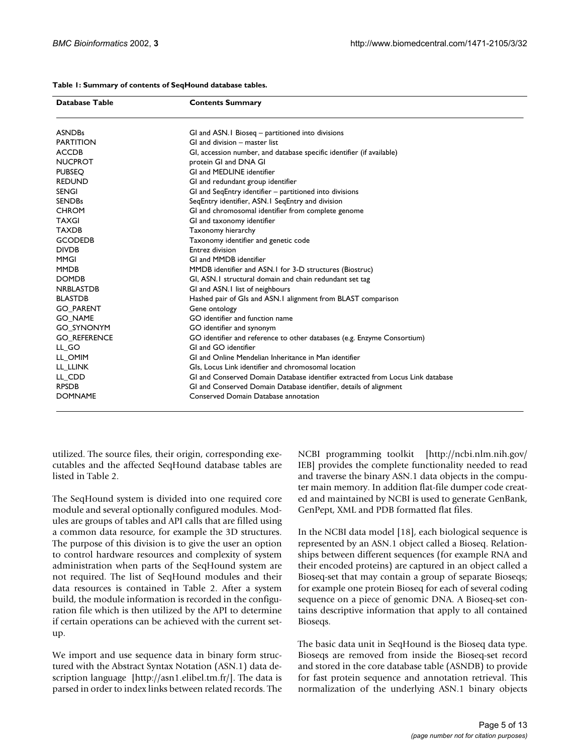**Table 1: Summary of contents of SeqHound database tables.**

| Database Table | Contents Summary |
| --- | --- |
| ASNDBs | GI and ASN.1 Bioseq – partitioned into divisions |
| PARTITION | GI and division – master list |
| ACCDB | GI, accession number, and database specific identifier (if available) |
| NUCPROT | protein GI and DNA GI |
| PUBSEQ | GI and MEDLINE identifier |
| REDUND | GI and redundant group identifier |
| SENGI | GI and SeqEntry identifier – partitioned into divisions |
| SENDBs | SeqEntry identifier, ASN.1 SeqEntry and division |
| CHROM | GI and chromosomal identifier from complete genome |
| TAXGI | GI and taxonomy identifier |
| TAXDB | Taxonomy hierarchy |
| GCODEDB | Taxonomy identifier and genetic code |
| DIVDB | Entrez division |
| MMGI | GI and MMDB identifier |
| MMDB | MMDB identifier and ASN.1 for 3-D structures (Biostruc) |
| DOMDB | GI, ASN.1 structural domain and chain redundant set tag |
| NRBLASTDB | GI and ASN.1 list of neighbours |
| BLASTDB | Hashed pair of GIs and ASN.1 alignment from BLAST comparison |
| GO_PARENT | Gene ontology |
| GO_NAME | GO identifier and function name |
| GO_SYNONYM | GO identifier and synonym |
| GO_REFERENCE | GO identifier and reference to other databases (e.g. Enzyme Consortium) |
| LL_GO | GI and GO identifier |
| LL_OMIM | GI and Online Mendelian Inheritance in Man identifier |
| LL_LLINK | GIs, Locus Link identifier and chromosomal location |
| LL_CDD | GI and Conserved Domain Database identifier extracted from Locus Link database |
| RPSDB | GI and Conserved Domain Database identifier, details of alignment |
| DOMNAME | Conserved Domain Database annotation |

utilized. The source files, their origin, corresponding executables and the affected SeqHound database tables are listed in Table 2.

The SeqHound system is divided into one required core module and several optionally configured modules. Modules are groups of tables and API calls that are filled using a common data resource, for example the 3D structures. The purpose of this division is to give the user an option to control hardware resources and complexity of system administration when parts of the SeqHound system are not required. The list of SeqHound modules and their data resources is contained in Table 2. After a system build, the module information is recorded in the configuration file which is then utilized by the API to determine if certain operations can be achieved with the current setup.

We import and use sequence data in binary form structured with the Abstract Syntax Notation (ASN.1) data description language [http://asn1.elibel.tm.fr/]. The data is parsed in order to index links between related records. The NCBI programming toolkit [http://ncbi.nlm.nih.gov/IEB] provides the complete functionality needed to read and traverse the binary ASN.1 data objects in the computer main memory. In addition flat-file dumper code created and maintained by NCBI is used to generate GenBank, GenPept, XML and PDB formatted flat files.

In the NCBI data model [18], each biological sequence is represented by an ASN.1 object called a Bioseq. Relationships between different sequences (for example RNA and their encoded proteins) are captured in an object called a Bioseq-set that may contain a group of separate Bioseqs; for example one protein Bioseq for each of several coding sequence on a piece of genomic DNA. A Bioseq-set contains descriptive information that apply to all contained Bioseqs.

The basic data unit in SeqHound is the Bioseq data type. Bioseqs are removed from inside the Bioseq-set record and stored in the core database table (ASNDB) to provide for fast protein sequence and annotation retrieval. This normalization of the underlying ASN.1 binary objects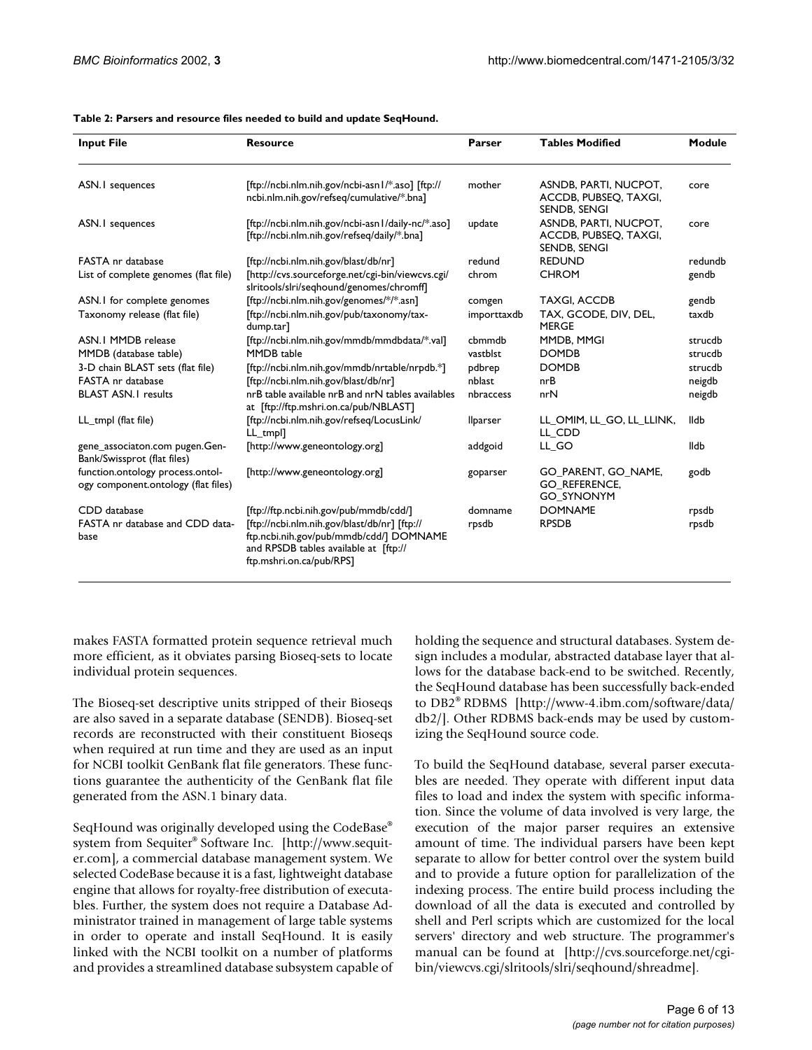**Table 2: Parsers and resource files needed to build and update SeqHound.**

| Input File | Resource | Parser | Tables Modified | Module |
|---|---|---|---|---|
| ASN.1 sequences | [ftp://ncbi.nlm.nih.gov/ncbi-asn1/*.aso] [ftp://ncbi.nlm.nih.gov/refseq/cumulative/*.bna] | mother | ASNDB, PARTI, NUCPOT, ACCDB, PUBSEQ, TAXGI, SENDB, SENGI | core |
| ASN.1 sequences | [ftp://ncbi.nlm.nih.gov/ncbi-asn1/daily-nc/*.aso] [ftp://ncbi.nlm.nih.gov/refseq/daily/*.bna] | update | ASNDB, PARTI, NUCPOT, ACCDB, PUBSEQ, TAXGI, SENDB, SENGI | core |
| FASTA nr database | [ftp://ncbi.nlm.nih.gov/blast/db/nr] | redund | REDUND | redundb |
| List of complete genomes (flat file) | [http://cvs.sourceforge.net/cgi-bin/viewcvs.cgi/slritools/slri/seqhound/genomes/chromff] | chrom | CHROM | gendb |
| ASN.1 for complete genomes | [ftp://ncbi.nlm.nih.gov/genomes/*/*.asn] | comgen | TAXGI, ACCDB | gendb |
| Taxonomy release (flat file) | [ftp://ncbi.nlm.nih.gov/pub/taxonomy/tax-dump.tar] | importtaxdb | TAX, GCODE, DIV, DEL, MERGE | taxdb |
| ASN.1 MMDB release | [ftp://ncbi.nlm.nih.gov/mmdb/mmdbdata/*.val] | cbmmdb | MMDB, MMGI | strucdb |
| MMDB (database table) | MMDB table | vastblst | DOMDB | strucdb |
| 3-D chain BLAST sets (flat file) | [ftp://ncbi.nlm.nih.gov/mmdb/nrtable/nrpdb.*] | pdbrep | DOMDB | strucdb |
| FASTA nr database | [ftp://ncbi.nlm.nih.gov/blast/db/nr] | nblast | nrB | neigdb |
| BLAST ASN.1 results | nrB table available nrB and nrN tables availables at [ftp://ftp.mshri.on.ca/pub/NBLAST] | nbraccess | nrN | neigdb |
| LL_tmpl (flat file) | [ftp://ncbi.nlm.nih.gov/refseq/LocusLink/LL_tmpl] | llparser | LL_OMIM, LL_GO, LL_LLINK, LL_CDD | lldb |
| gene_associaton.com pugen.GenBank/Swissprot (flat files) | [http://www.geneontology.org] | addgoid | LL_GO | lldb |
| function.ontology process.ontology component.ontology (flat files) | [http://www.geneontology.org] | goparser | GO_PARENT, GO_NAME, GO_REFERENCE, GO_SYNONYM | godb |
| CDD database | [ftp://ftp.ncbi.nih.gov/pub/mmdb/cdd/] | domname | DOMNAME | rpsdb |
| FASTA nr database and CDD database | [ftp://ncbi.nlm.nih.gov/blast/db/nr] [ftp://ftp.ncbi.nih.gov/pub/mmdb/cdd/] DOMNAME and RPSDB tables available at [ftp://ftp.mshri.on.ca/pub/RPS] | rpsdb | RPSDB | rpsdb |

makes FASTA formatted protein sequence retrieval much more efficient, as it obviates parsing Bioseq-sets to locate individual protein sequences.

The Bioseq-set descriptive units stripped of their Bioseqs are also saved in a separate database (SENDB). Bioseq-set records are reconstructed with their constituent Bioseqs when required at run time and they are used as an input for NCBI toolkit GenBank flat file generators. These functions guarantee the authenticity of the GenBank flat file generated from the ASN.1 binary data.

SeqHound was originally developed using the CodeBase® system from Sequiter® Software Inc. [http://www.sequiter.com], a commercial database management system. We selected CodeBase because it is a fast, lightweight database engine that allows for royalty-free distribution of executables. Further, the system does not require a Database Administrator trained in management of large table systems in order to operate and install SeqHound. It is easily linked with the NCBI toolkit on a number of platforms and provides a streamlined database subsystem capable of holding the sequence and structural databases. System design includes a modular, abstracted database layer that allows for the database back-end to be switched. Recently, the SeqHound database has been successfully back-ended to DB2® RDBMS [http://www-4.ibm.com/software/data/db2/]. Other RDBMS back-ends may be used by customizing the SeqHound source code.

To build the SeqHound database, several parser executables are needed. They operate with different input data files to load and index the system with specific information. Since the volume of data involved is very large, the execution of the major parser requires an extensive amount of time. The individual parsers have been kept separate to allow for better control over the system build and to provide a future option for parallelization of the indexing process. The entire build process including the download of all the data is executed and controlled by shell and Perl scripts which are customized for the local servers' directory and web structure. The programmer's manual can be found at [http://cvs.sourceforge.net/cgi-bin/viewcvs.cgi/slritools/slri/seqhound/shreadme].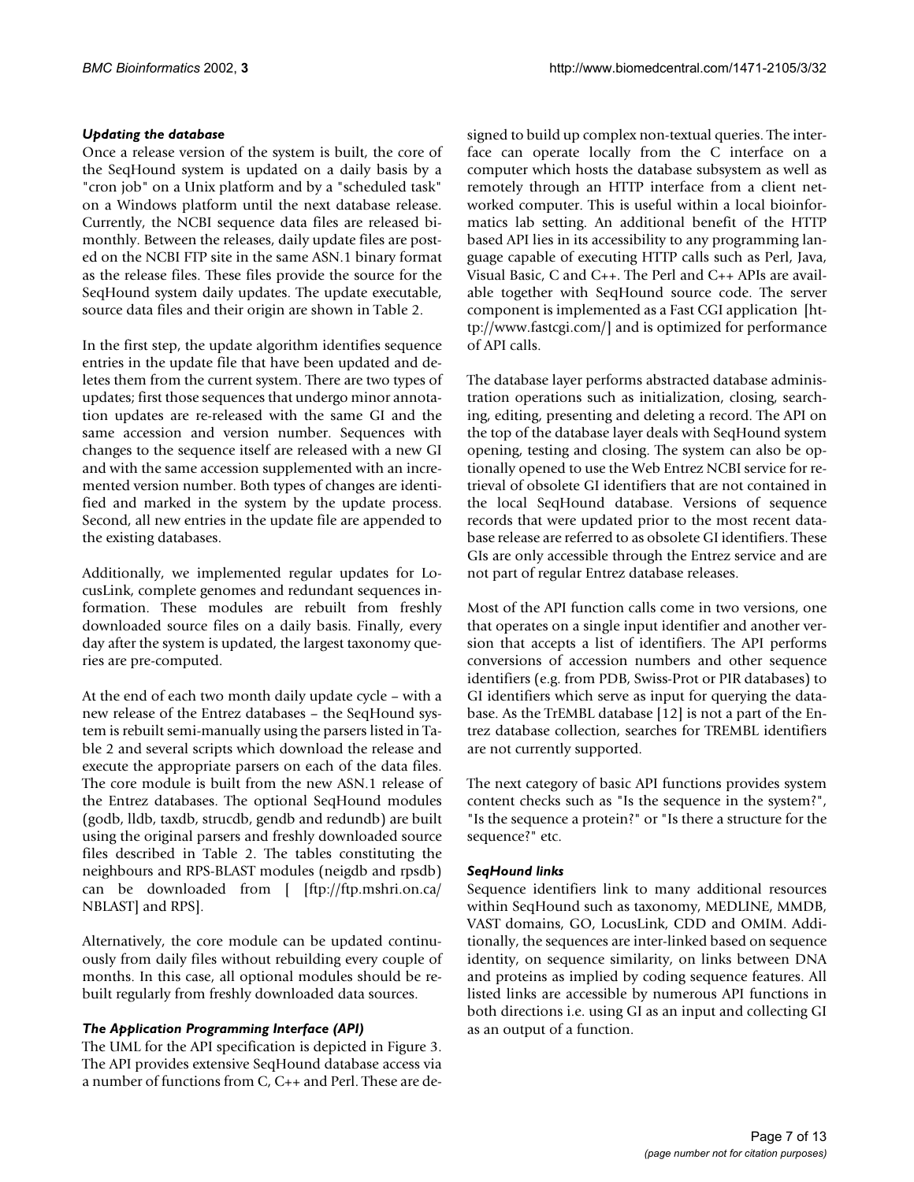### *Updating the database*

Once a release version of the system is built, the core of the SeqHound system is updated on a daily basis by a "cron job" on a Unix platform and by a "scheduled task" on a Windows platform until the next database release. Currently, the NCBI sequence data files are released bi-monthly. Between the releases, daily update files are posted on the NCBI FTP site in the same ASN.1 binary format as the release files. These files provide the source for the SeqHound system daily updates. The update executable, source data files and their origin are shown in Table 2.

In the first step, the update algorithm identifies sequence entries in the update file that have been updated and deletes them from the current system. There are two types of updates; first those sequences that undergo minor annotation updates are re-released with the same GI and the same accession and version number. Sequences with changes to the sequence itself are released with a new GI and with the same accession supplemented with an incremented version number. Both types of changes are identified and marked in the system by the update process. Second, all new entries in the update file are appended to the existing databases.

Additionally, we implemented regular updates for LocusLink, complete genomes and redundant sequences information. These modules are rebuilt from freshly downloaded source files on a daily basis. Finally, every day after the system is updated, the largest taxonomy queries are pre-computed.

At the end of each two month daily update cycle – with a new release of the Entrez databases – the SeqHound system is rebuilt semi-manually using the parsers listed in Table 2 and several scripts which download the release and execute the appropriate parsers on each of the data files. The core module is built from the new ASN.1 release of the Entrez databases. The optional SeqHound modules (godb, lldb, taxdb, strucdb, gendb and redundb) are built using the original parsers and freshly downloaded source files described in Table 2. The tables constituting the neighbours and RPS-BLAST modules (neigdb and rpsdb) can be downloaded from [ [ftp://ftp.mshri.on.ca/NBLAST] and RPS].

Alternatively, the core module can be updated continuously from daily files without rebuilding every couple of months. In this case, all optional modules should be rebuilt regularly from freshly downloaded data sources.

### *The Application Programming Interface (API)*

The UML for the API specification is depicted in Figure 3. The API provides extensive SeqHound database access via a number of functions from C, C++ and Perl. These are designed to build up complex non-textual queries. The interface can operate locally from the C interface on a computer which hosts the database subsystem as well as remotely through an HTTP interface from a client networked computer. This is useful within a local bioinformatics lab setting. An additional benefit of the HTTP based API lies in its accessibility to any programming language capable of executing HTTP calls such as Perl, Java, Visual Basic, C and C++. The Perl and C++ APIs are available together with SeqHound source code. The server component is implemented as a Fast CGI application [http://www.fastcgi.com/] and is optimized for performance of API calls.

The database layer performs abstracted database administration operations such as initialization, closing, searching, editing, presenting and deleting a record. The API on the top of the database layer deals with SeqHound system opening, testing and closing. The system can also be optionally opened to use the Web Entrez NCBI service for retrieval of obsolete GI identifiers that are not contained in the local SeqHound database. Versions of sequence records that were updated prior to the most recent database release are referred to as obsolete GI identifiers. These GIs are only accessible through the Entrez service and are not part of regular Entrez database releases.

Most of the API function calls come in two versions, one that operates on a single input identifier and another version that accepts a list of identifiers. The API performs conversions of accession numbers and other sequence identifiers (e.g. from PDB, Swiss-Prot or PIR databases) to GI identifiers which serve as input for querying the database. As the TrEMBL database [12] is not a part of the Entrez database collection, searches for TREMBL identifiers are not currently supported.

The next category of basic API functions provides system content checks such as "Is the sequence in the system?", "Is the sequence a protein?" or "Is there a structure for the sequence?" etc.

### *SeqHound links*

Sequence identifiers link to many additional resources within SeqHound such as taxonomy, MEDLINE, MMDB, VAST domains, GO, LocusLink, CDD and OMIM. Additionally, the sequences are inter-linked based on sequence identity, on sequence similarity, on links between DNA and proteins as implied by coding sequence features. All listed links are accessible by numerous API functions in both directions i.e. using GI as an input and collecting GI as an output of a function.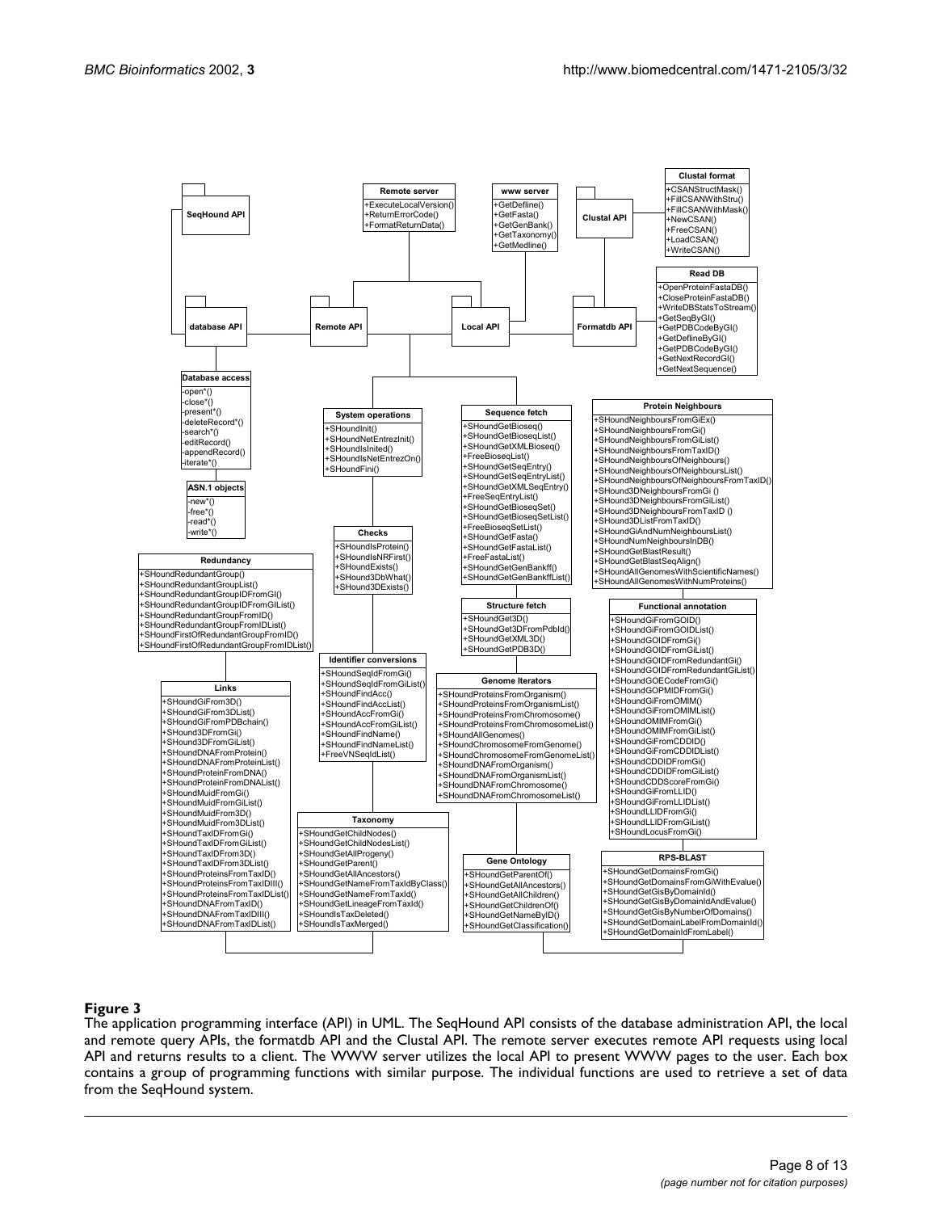SeqHound API

Remote server
+ExecuteLocalVersion()
+ReturnErrorCode()
+FormatReturnData()

www server
+GetDefline()
+GetFasta()
+GetGenBank()
+GetTaxonomy()
+GetMedline()

Clustal API

Clustal format
+CSANStructMask()
+FillCSANWithStru()
+FillCSANWithMask()
+NewCSAN()
+FreeCSAN()
+LoadCSAN()
+WriteCSAN()

Read DB
+OpenProteinFastaDB()
+CloseProteinFastaDB()
+WriteDBStatsToStream()
+GetSeqByGI()
+GetPDBCodeByGI()
+GetDeflineByGI()
+GetPDBCodeByGI()
+GetNextRecordGI()
+GetNextSequence()

database API

Remote API

Local API

Formatdb API

Database access
-open*()
-close*()
-present*()
-deleteRecord*()
-search*()
-editRecord()
-appendRecord()
-iterate*()

ASN.1 objects
-new*()
-free*()
-read*()
-write*()

System operations
+SHoundInit()
+SHoundNetEntrezInit()
+SHoundIsInited()
+SHoundIsNetEntrezOn()
+SHoundFini()

Sequence fetch
+SHoundGetBioseq()
+SHoundGetBioseqList()
+SHoundGetXMLBioseq()
+FreeBioseqList()
+SHoundGetSeqEntry()
+SHoundGetSeqEntryList()
+SHoundGetXMLSeqEntry()
+FreeSeqEntryList()
+SHoundGetBioseqSet()
+SHoundGetBioseqSetList()
+FreeBioseqSetList()
+SHoundGetFasta()
+SHoundGetFastaList()
+FreeFastaList()
+SHoundGetGenBankff()
+SHoundGetGenBankffList()

Protein Neighbours
+SHoundNeighboursFromGiEx()
+SHoundNeighboursFromGi()
+SHoundNeighboursFromGiList()
+SHoundNeighboursFromTaxID()
+SHoundNeighboursOfNeighbours()
+SHoundNeighboursOfNeighboursList()
+SHoundNeighboursOfNeighboursFromTaxID()
+SHound3DNeighboursFromGi ()
+SHound3DNeighboursFromGiList()
+SHound3DNeighboursFromTaxID ()
+SHound3DListFromTaxID()
+SHoundGiAndNumNeighboursList()
+SHoundNumNeighboursInDB()
+SHoundGetBlastResult()
+SHoundGetBlastSeqAlign()
+SHoundAllGenomesWithScientificNames()
+SHoundAllGenomesWithNumProteins()

Checks
+SHoundIsProtein()
+SHoundIsNRFirst()
+SHoundExists()
+SHound3DbWhat()
+SHound3DExists()

Redundancy
+SHoundRedundantGroup()
+SHoundRedundantGroupList()
+SHoundRedundantGroupIDFromGI()
+SHoundRedundantGroupIDFromGIList()
+SHoundRedundantGroupFromID()
+SHoundRedundantGroupFromIDList()
+SHoundFirstOfRedundantGroupFromID()
+SHoundFirstOfRedundantGroupFromIDList()

Structure fetch
+SHoundGet3D()
+SHoundGet3DFromPdbId()
+SHoundGetXML3D()
+SHoundGetPDB3D()

Functional annotation
+SHoundGiFromGOID()
+SHoundGiFromGOIDList()
+SHoundGOIDFromGi()
+SHoundGOIDFromGiList()
+SHoundGOIDFromRedundantGi()
+SHoundGOIDFromRedundantGiList()
+SHoundGOECodeFromGi()
+SHoundGOPMIDFromGi()
+SHoundGiFromOMIM()
+SHoundGiFromOMIMList()
+SHoundOMIMFromGi()
+SHoundOMIMFromGiList()
+SHoundGiFromCDDID()
+SHoundGiFromCDDIDList()
+SHoundCDDIDFromGi()
+SHoundCDDIDFromGiList()
+SHoundCDDScoreFromGi()
+SHoundGiFromLLID()
+SHoundGiFromLLIDList()
+SHoundLLIDFromGi()
+SHoundLLIDFromGiList()
+SHoundLocusFromGi()

Identifier conversions
+SHoundSeqIdFromGi()
+SHoundSeqIdFromGiList()
+SHoundFindAcc()
+SHoundFindAccList()
+SHoundAccFromGi()
+SHoundAccFromGiList()
+SHoundFindName()
+SHoundFindNameList()
+FreeVNSeqIdList()

Links
+SHoundGiFrom3D()
+SHoundGiFrom3DList()
+SHoundGiFromPDBchain()
+SHound3DFromGi()
+SHound3DFromGiList()
+SHoundDNAFromProtein()
+SHoundDNAFromProteinList()
+SHoundProteinFromDNA()
+SHoundProteinFromDNAList()
+SHoundMuidFromGi()
+SHoundMuidFromGiList()
+SHoundMuidFrom3D()
+SHoundMuidFrom3DList()
+SHoundTaxIDFromGi()
+SHoundTaxIDFromGiList()
+SHoundTaxIDFrom3D()
+SHoundTaxIDFrom3DList()
+SHoundProteinsFromTaxID()
+SHoundProteinsFromTaxIDIII()
+SHoundProteinsFromTaxIDList()
+SHoundDNAFromTaxID()
+SHoundDNAFromTaxIDIII()
+SHoundDNAFromTaxIDList()

Genome Iterators
+SHoundProteinsFromOrganism()
+SHoundProteinsFromOrganismList()
+SHoundProteinsFromChromosome()
+SHoundProteinsFromChromosomeList()
+SHoundAllGenomes()
+SHoundChromosomeFromGenome()
+SHoundChromosomeFromGenomeList()
+SHoundDNAFromOrganism()
+SHoundDNAFromOrganismList()
+SHoundDNAFromChromosome()
+SHoundDNAFromChromosomeList()

Taxonomy
+SHoundGetChildNodes()
+SHoundGetChildNodesList()
+SHoundGetAllProgeny()
+SHoundGetParent()
+SHoundGetAllAncestors()
+SHoundGetNameFromTaxIdByClass()
+SHoundGetNameFromTaxId()
+SHoundGetLineageFromTaxId()
+SHoundIsTaxDeleted()
+SHoundIsTaxMerged()

Gene Ontology
+SHoundGetParentOf()
+SHoundGetAllAncestors()
+SHoundGetAllChildren()
+SHoundGetChildrenOf()
+SHoundGetNameByID()
+SHoundGetClassification()

RPS-BLAST
+SHoundGetDomainsFromGi()
+SHoundGetDomainsFromGiWithEvalue()
+SHoundGetGisByDomainId()
+SHoundGetGisByDomainIdAndEvalue()
+SHoundGetGisByNumberOfDomains()
+SHoundGetDomainLabelFromDomainId()
+SHoundGetDomainIdFromLabel()

**Figure 3**

The application programming interface (API) in UML. The SeqHound API consists of the database administration API, the local and remote query APIs, the formatdb API and the Clustal API. The remote server executes remote API requests using local API and returns results to a client. The WWW server utilizes the local API to present WWW pages to the user. Each box contains a group of programming functions with similar purpose. The individual functions are used to retrieve a set of data from the SeqHound system.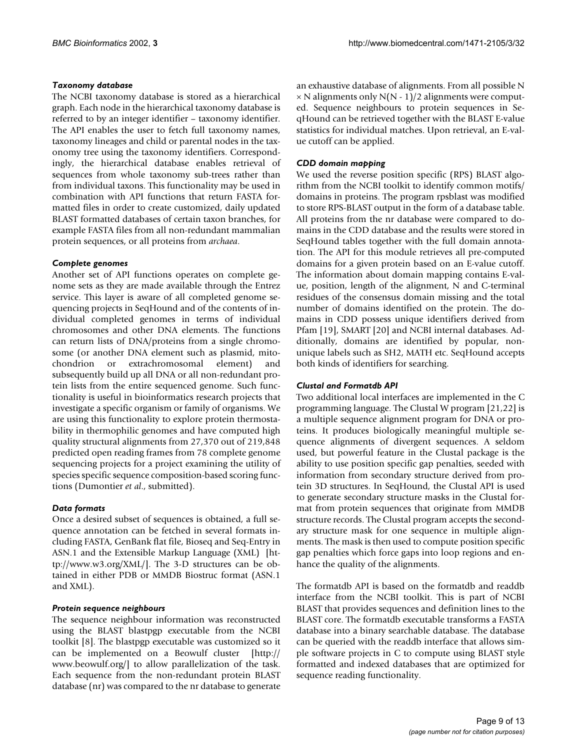### *Taxonomy database*

The NCBI taxonomy database is stored as a hierarchical graph. Each node in the hierarchical taxonomy database is referred to by an integer identifier – taxonomy identifier. The API enables the user to fetch full taxonomy names, taxonomy lineages and child or parental nodes in the taxonomy tree using the taxonomy identifiers. Correspondingly, the hierarchical database enables retrieval of sequences from whole taxonomy sub-trees rather than from individual taxons. This functionality may be used in combination with API functions that return FASTA formatted files in order to create customized, daily updated BLAST formatted databases of certain taxon branches, for example FASTA files from all non-redundant mammalian protein sequences, or all proteins from *archaea*.

### *Complete genomes*

Another set of API functions operates on complete genome sets as they are made available through the Entrez service. This layer is aware of all completed genome sequencing projects in SeqHound and of the contents of individual completed genomes in terms of individual chromosomes and other DNA elements. The functions can return lists of DNA/proteins from a single chromosome (or another DNA element such as plasmid, mitochondrion or extrachromosomal element) and subsequently build up all DNA or all non-redundant protein lists from the entire sequenced genome. Such functionality is useful in bioinformatics research projects that investigate a specific organism or family of organisms. We are using this functionality to explore protein thermostability in thermophilic genomes and have computed high quality structural alignments from 27,370 out of 219,848 predicted open reading frames from 78 complete genome sequencing projects for a project examining the utility of species specific sequence composition-based scoring functions (Dumontier *et al*., submitted).

### *Data formats*

Once a desired subset of sequences is obtained, a full sequence annotation can be fetched in several formats including FASTA, GenBank flat file, Bioseq and Seq-Entry in ASN.1 and the Extensible Markup Language (XML) [http://www.w3.org/XML/]. The 3-D structures can be obtained in either PDB or MMDB Biostruc format (ASN.1 and XML).

### *Protein sequence neighbours*

The sequence neighbour information was reconstructed using the BLAST blastpgp executable from the NCBI toolkit [8]. The blastpgp executable was customized so it can be implemented on a Beowulf cluster [http://www.beowulf.org/] to allow parallelization of the task. Each sequence from the non-redundant protein BLAST database (nr) was compared to the nr database to generate an exhaustive database of alignments. From all possible $N \times N$ alignments only $N(N - 1)/2$ alignments were computed. Sequence neighbours to protein sequences in SeqHound can be retrieved together with the BLAST E-value statistics for individual matches. Upon retrieval, an E-value cutoff can be applied.

### *CDD domain mapping*

We used the reverse position specific (RPS) BLAST algorithm from the NCBI toolkit to identify common motifs/domains in proteins. The program rpsblast was modified to store RPS-BLAST output in the form of a database table. All proteins from the nr database were compared to domains in the CDD database and the results were stored in SeqHound tables together with the full domain annotation. The API for this module retrieves all pre-computed domains for a given protein based on an E-value cutoff. The information about domain mapping contains E-value, position, length of the alignment, N and C-terminal residues of the consensus domain missing and the total number of domains identified on the protein. The domains in CDD possess unique identifiers derived from Pfam [19], SMART [20] and NCBI internal databases. Additionally, domains are identified by popular, non-unique labels such as SH2, MATH etc. SeqHound accepts both kinds of identifiers for searching.

### *Clustal and Formatdb API*

Two additional local interfaces are implemented in the C programming language. The Clustal W program [21,22] is a multiple sequence alignment program for DNA or proteins. It produces biologically meaningful multiple sequence alignments of divergent sequences. A seldom used, but powerful feature in the Clustal package is the ability to use position specific gap penalties, seeded with information from secondary structure derived from protein 3D structures. In SeqHound, the Clustal API is used to generate secondary structure masks in the Clustal format from protein sequences that originate from MMDB structure records. The Clustal program accepts the secondary structure mask for one sequence in multiple alignments. The mask is then used to compute position specific gap penalties which force gaps into loop regions and enhance the quality of the alignments.

The formatdb API is based on the formatdb and readdb interface from the NCBI toolkit. This is part of NCBI BLAST that provides sequences and definition lines to the BLAST core. The formatdb executable transforms a FASTA database into a binary searchable database. The database can be queried with the readdb interface that allows simple software projects in C to compute using BLAST style formatted and indexed databases that are optimized for sequence reading functionality.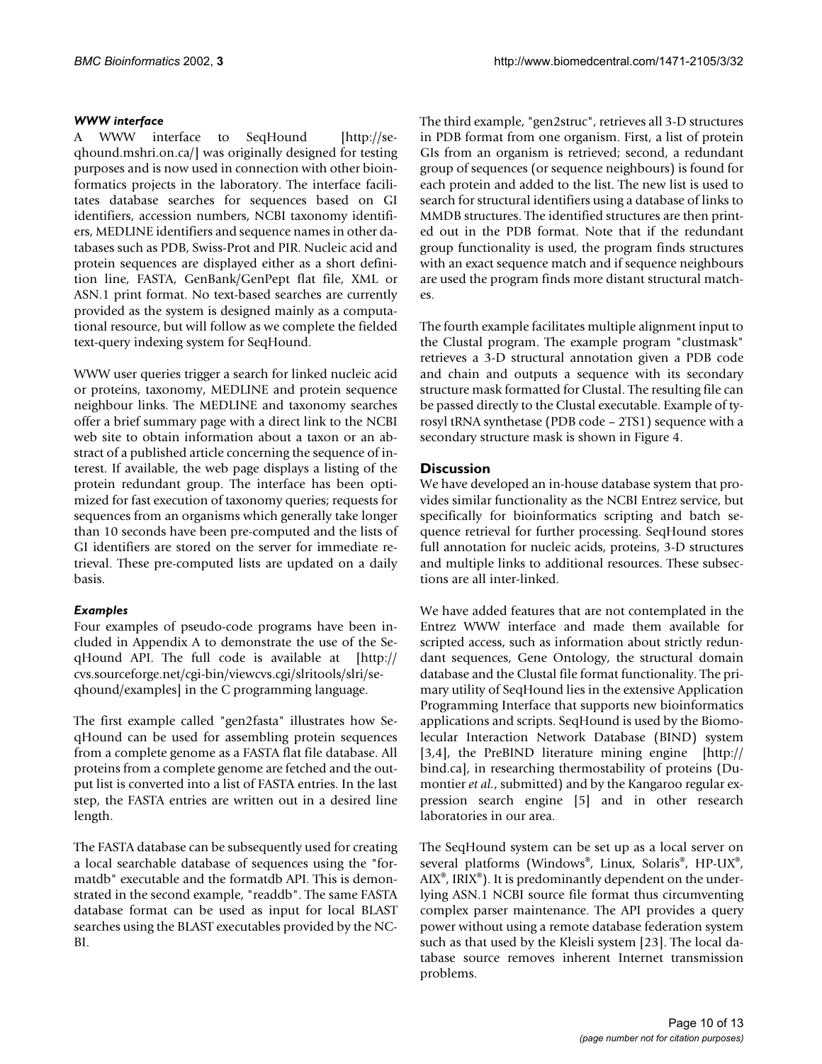### *WWW interface*

A WWW interface to SeqHound [http://seqhound.mshri.on.ca/] was originally designed for testing purposes and is now used in connection with other bioinformatics projects in the laboratory. The interface facilitates database searches for sequences based on GI identifiers, accession numbers, NCBI taxonomy identifiers, MEDLINE identifiers and sequence names in other databases such as PDB, Swiss-Prot and PIR. Nucleic acid and protein sequences are displayed either as a short definition line, FASTA, GenBank/GenPept flat file, XML or ASN.1 print format. No text-based searches are currently provided as the system is designed mainly as a computational resource, but will follow as we complete the fielded text-query indexing system for SeqHound.

WWW user queries trigger a search for linked nucleic acid or proteins, taxonomy, MEDLINE and protein sequence neighbour links. The MEDLINE and taxonomy searches offer a brief summary page with a direct link to the NCBI web site to obtain information about a taxon or an abstract of a published article concerning the sequence of interest. If available, the web page displays a listing of the protein redundant group. The interface has been optimized for fast execution of taxonomy queries; requests for sequences from an organisms which generally take longer than 10 seconds have been pre-computed and the lists of GI identifiers are stored on the server for immediate retrieval. These pre-computed lists are updated on a daily basis.

### *Examples*

Four examples of pseudo-code programs have been included in Appendix A to demonstrate the use of the SeqHound API. The full code is available at [http://cvs.sourceforge.net/cgi-bin/viewcvs.cgi/slritools/slri/seqhound/examples] in the C programming language.

The first example called "gen2fasta" illustrates how SeqHound can be used for assembling protein sequences from a complete genome as a FASTA flat file database. All proteins from a complete genome are fetched and the output list is converted into a list of FASTA entries. In the last step, the FASTA entries are written out in a desired line length.

The FASTA database can be subsequently used for creating a local searchable database of sequences using the "formatdb" executable and the formatdb API. This is demonstrated in the second example, "readdb". The same FASTA database format can be used as input for local BLAST searches using the BLAST executables provided by the NCBI.

The third example, "gen2struc", retrieves all 3-D structures in PDB format from one organism. First, a list of protein GIs from an organism is retrieved; second, a redundant group of sequences (or sequence neighbours) is found for each protein and added to the list. The new list is used to search for structural identifiers using a database of links to MMDB structures. The identified structures are then printed out in the PDB format. Note that if the redundant group functionality is used, the program finds structures with an exact sequence match and if sequence neighbours are used the program finds more distant structural matches.

The fourth example facilitates multiple alignment input to the Clustal program. The example program "clustmask" retrieves a 3-D structural annotation given a PDB code and chain and outputs a sequence with its secondary structure mask formatted for Clustal. The resulting file can be passed directly to the Clustal executable. Example of tyrosyl tRNA synthetase (PDB code – 2TS1) sequence with a secondary structure mask is shown in Figure 4.

## Discussion

We have developed an in-house database system that provides similar functionality as the NCBI Entrez service, but specifically for bioinformatics scripting and batch sequence retrieval for further processing. SeqHound stores full annotation for nucleic acids, proteins, 3-D structures and multiple links to additional resources. These subsections are all inter-linked.

We have added features that are not contemplated in the Entrez WWW interface and made them available for scripted access, such as information about strictly redundant sequences, Gene Ontology, the structural domain database and the Clustal file format functionality. The primary utility of SeqHound lies in the extensive Application Programming Interface that supports new bioinformatics applications and scripts. SeqHound is used by the Biomolecular Interaction Network Database (BIND) system [3,4], the PreBIND literature mining engine [http://bind.ca], in researching thermostability of proteins (Dumontier *et al.*, submitted) and by the Kangaroo regular expression search engine [5] and in other research laboratories in our area.

The SeqHound system can be set up as a local server on several platforms (Windows®, Linux, Solaris®, HP-UX®, AIX®, IRIX®). It is predominantly dependent on the underlying ASN.1 NCBI source file format thus circumventing complex parser maintenance. The API provides a query power without using a remote database federation system such as that used by the Kleisli system [23]. The local database source removes inherent Internet transmission problems.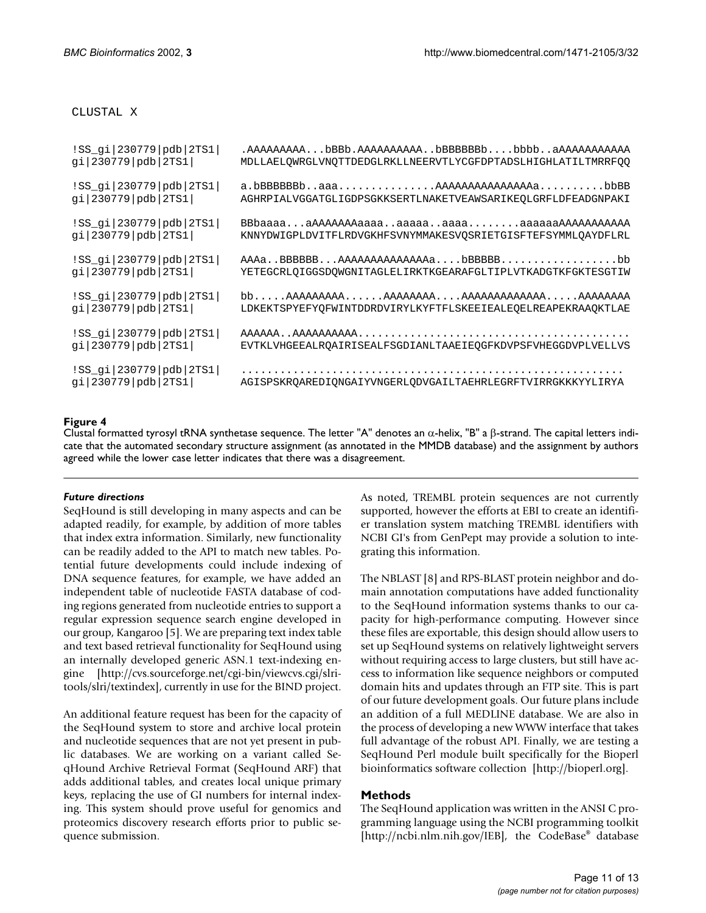```
CLUSTAL X

!SS_gi|230779|pdb|2TS1|   .AAAAAAAAA...bBBb.AAAAAAAAAA..bBBBBBBb....bbbb..aAAAAAAAAAAA
gi|230779|pdb|2TS1|       MDLLAELQWRGLVNQTTDEDGLRKLLNEERVTLYCGFDPTADSLHIGHLATILTMRRFQQ

!SS_gi|230779|pdb|2TS1|   a.bBBBBBBb..aaa...............AAAAAAAAAAAAAAAa..........bbBB
gi|230779|pdb|2TS1|       AGHRPIALVGGATGLIGDPSGKKSERTLNAKETVEAWSARIKEQLGRFLDFEADGNPAKI

!SS_gi|230779|pdb|2TS1|   BBbaaaa...aAAAAAAAaaaa..aaaaa..aaaa........aaaaaaAAAAAAAAAAA
gi|230779|pdb|2TS1|       KNNYDWIGPLDVITFLRDVGKHFSVNYMMAKESVQSRIETGISFTEFSYMMLQAYDFLRL

!SS_gi|230779|pdb|2TS1|   AAAa..BBBBBB...AAAAAAAAAAAAAAa....bBBBBB..................bb
gi|230779|pdb|2TS1|       YETEGCRLQIGGSDQWGNITAGLELIRKTKGEARAFGLTIPLVTKADGTKFGKTESGTIW

!SS_gi|230779|pdb|2TS1|   bb.....AAAAAAAAA......AAAAAAAA....AAAAAAAAAAAAA.....AAAAAAAA
gi|230779|pdb|2TS1|       LDKEKTSPYEFYQFWINTDDRDVIRYLKYFTFLSKEEIEALEQELREAPEKRAAQKTLAE

!SS_gi|230779|pdb|2TS1|   AAAAAA..AAAAAAAAAA..........................................
gi|230779|pdb|2TS1|       EVTKLVHGEEALRQAIRISEALFSGDIANLTAAEIEQGFKDVPSFVHEGGDVPLVELLVS

!SS_gi|230779|pdb|2TS1|   ............................................................
gi|230779|pdb|2TS1|       AGISPSKRQAREDIQNGAIYVNGERLQDVGAILTAEHRLEGRFTVIRRGKKKYYLIRYA
```

**Figure 4**
Clustal formatted tyrosyl tRNA synthetase sequence. The letter "A" denotes an α-helix, "B" a β-strand. The capital letters indicate that the automated secondary structure assignment (as annotated in the MMDB database) and the assignment by authors agreed while the lower case letter indicates that there was a disagreement.

### *Future directions*

SeqHound is still developing in many aspects and can be adapted readily, for example, by addition of more tables that index extra information. Similarly, new functionality can be readily added to the API to match new tables. Potential future developments could include indexing of DNA sequence features, for example, we have added an independent table of nucleotide FASTA database of coding regions generated from nucleotide entries to support a regular expression sequence search engine developed in our group, Kangaroo [5]. We are preparing text index table and text based retrieval functionality for SeqHound using an internally developed generic ASN.1 text-indexing engine [http://cvs.sourceforge.net/cgi-bin/viewcvs.cgi/slritools/slri/textindex], currently in use for the BIND project.

An additional feature request has been for the capacity of the SeqHound system to store and archive local protein and nucleotide sequences that are not yet present in public databases. We are working on a variant called SeqHound Archive Retrieval Format (SeqHound ARF) that adds additional tables, and creates local unique primary keys, replacing the use of GI numbers for internal indexing. This system should prove useful for genomics and proteomics discovery research efforts prior to public sequence submission.

As noted, TREMBL protein sequences are not currently supported, however the efforts at EBI to create an identifier translation system matching TREMBL identifiers with NCBI GI's from GenPept may provide a solution to integrating this information.

The NBLAST [8] and RPS-BLAST protein neighbor and domain annotation computations have added functionality to the SeqHound information systems thanks to our capacity for high-performance computing. However since these files are exportable, this design should allow users to set up SeqHound systems on relatively lightweight servers without requiring access to large clusters, but still have access to information like sequence neighbors or computed domain hits and updates through an FTP site. This is part of our future development goals. Our future plans include an addition of a full MEDLINE database. We are also in the process of developing a new WWW interface that takes full advantage of the robust API. Finally, we are testing a SeqHound Perl module built specifically for the Bioperl bioinformatics software collection [http://bioperl.org].

## Methods

The SeqHound application was written in the ANSI C programming language using the NCBI programming toolkit [http://ncbi.nlm.nih.gov/IEB], the CodeBase® database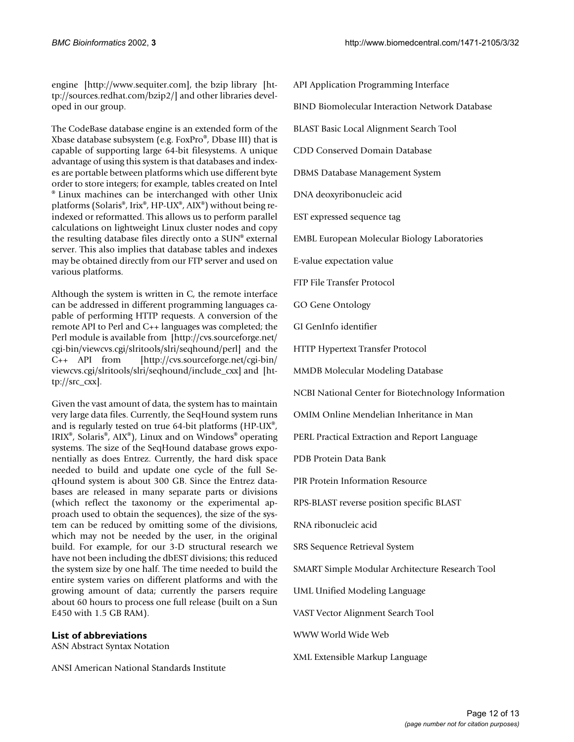engine [http://www.sequiter.com], the bzip library [http://sources.redhat.com/bzip2/] and other libraries developed in our group.

The CodeBase database engine is an extended form of the Xbase database subsystem (e.g. FoxPro®, Dbase III) that is capable of supporting large 64-bit filesystems. A unique advantage of using this system is that databases and indexes are portable between platforms which use different byte order to store integers; for example, tables created on Intel ® Linux machines can be interchanged with other Unix platforms (Solaris®, Irix®, HP-UX®, AIX®) without being re-indexed or reformatted. This allows us to perform parallel calculations on lightweight Linux cluster nodes and copy the resulting database files directly onto a SUN® external server. This also implies that database tables and indexes may be obtained directly from our FTP server and used on various platforms.

Although the system is written in C, the remote interface can be addressed in different programming languages capable of performing HTTP requests. A conversion of the remote API to Perl and C++ languages was completed; the Perl module is available from [http://cvs.sourceforge.net/cgi-bin/viewcvs.cgi/slritools/slri/seqhound/perl] and the C++ API from [http://cvs.sourceforge.net/cgi-bin/viewcvs.cgi/slritools/slri/seqhound/include_cxx] and [http://src_cxx].

Given the vast amount of data, the system has to maintain very large data files. Currently, the SeqHound system runs and is regularly tested on true 64-bit platforms (HP-UX®, IRIX®, Solaris®, AIX®), Linux and on Windows® operating systems. The size of the SeqHound database grows exponentially as does Entrez. Currently, the hard disk space needed to build and update one cycle of the full SeqHound system is about 300 GB. Since the Entrez databases are released in many separate parts or divisions (which reflect the taxonomy or the experimental approach used to obtain the sequences), the size of the system can be reduced by omitting some of the divisions, which may not be needed by the user, in the original build. For example, for our 3-D structural research we have not been including the dbEST divisions; this reduced the system size by one half. The time needed to build the entire system varies on different platforms and with the growing amount of data; currently the parsers require about 60 hours to process one full release (built on a Sun E450 with 1.5 GB RAM).

## List of abbreviations

ASN Abstract Syntax Notation

ANSI American National Standards Institute

API Application Programming Interface

BIND Biomolecular Interaction Network Database

BLAST Basic Local Alignment Search Tool

CDD Conserved Domain Database

DBMS Database Management System

DNA deoxyribonucleic acid

EST expressed sequence tag

EMBL European Molecular Biology Laboratories

E-value expectation value

FTP File Transfer Protocol

GO Gene Ontology

GI GenInfo identifier

HTTP Hypertext Transfer Protocol

MMDB Molecular Modeling Database

NCBI National Center for Biotechnology Information

OMIM Online Mendelian Inheritance in Man

PERL Practical Extraction and Report Language

PDB Protein Data Bank

PIR Protein Information Resource

RPS-BLAST reverse position specific BLAST

RNA ribonucleic acid

SRS Sequence Retrieval System

SMART Simple Modular Architecture Research Tool

UML Unified Modeling Language

VAST Vector Alignment Search Tool

WWW World Wide Web

XML Extensible Markup Language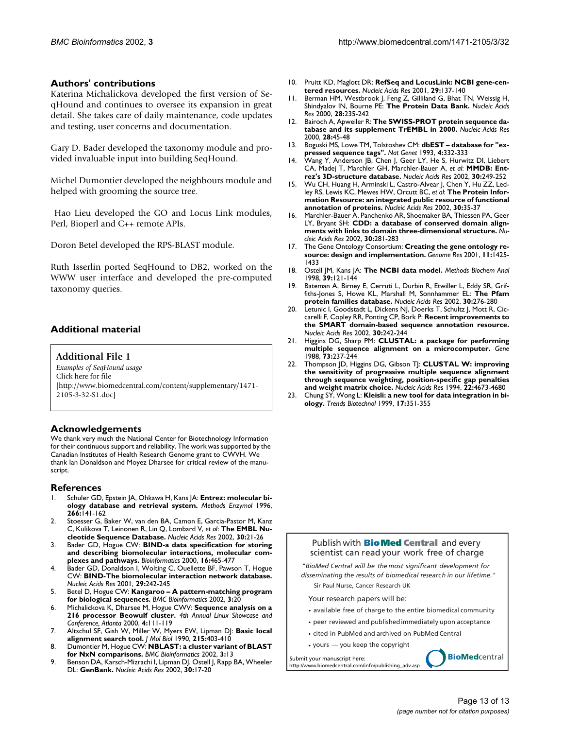## Authors' contributions

Katerina Michalickova developed the first version of SeqHound and continues to oversee its expansion in great detail. She takes care of daily maintenance, code updates and testing, user concerns and documentation.

Gary D. Bader developed the taxonomy module and provided invaluable input into building SeqHound.

Michel Dumontier developed the neighbours module and helped with grooming the source tree.

Hao Lieu developed the GO and Locus Link modules, Perl, Bioperl and C++ remote APIs.

Doron Betel developed the RPS-BLAST module.

Ruth Isserlin ported SeqHound to DB2, worked on the WWW user interface and developed the pre-computed taxonomy queries.

## Additional material

**Additional File 1**
*Examples of SeqHound usage*
Click here for file
[http://www.biomedcentral.com/content/supplementary/1471-2105-3-32-S1.doc]

## Acknowledgements

We thank very much the National Center for Biotechnology Information for their continuous support and reliability. The work was supported by the Canadian Institutes of Health Research Genome grant to CWVH. We thank Ian Donaldson and Moyez Dharsee for critical review of the manuscript.

## References

1. Schuler GD, Epstein JA, Ohkawa H, Kans JA: **Entrez: molecular biology database and retrieval system.** *Methods Enzymol* 1996, **266:**141-162
2. Stoesser G, Baker W, van den BA, Camon E, Garcia-Pastor M, Kanz C, Kulikova T, Leinonen R, Lin Q, Lombard V, *et al*: **The EMBL Nucleotide Sequence Database.** *Nucleic Acids Res* 2002, **30:**21-26
3. Bader GD, Hogue CW: **BIND-a data specification for storing and describing biomolecular interactions, molecular complexes and pathways.** *Bioinformatics* 2000, **16:**465-477
4. Bader GD, Donaldson I, Wolting C, Ouellette BF, Pawson T, Hogue CW: **BIND-The biomolecular interaction network database.** *Nucleic Acids Res* 2001, **29:**242-245
5. Betel D, Hogue CW: **Kangaroo – A pattern-matching program for biological sequences.** *BMC Bioinformatics* 2002, **3:**20
6. Michalickova K, Dharsee M, Hogue CWV: **Sequence analysis on a 216 processor Beowulf cluster.** *4th Annual Linux Showcase and Conference, Atlanta* 2000, **4:**111-119
7. Altschul SF, Gish W, Miller W, Myers EW, Lipman DJ: **Basic local alignment search tool.** *J Mol Biol* 1990, **215:**403-410
8. Dumontier M, Hogue CW: **NBLAST: a cluster variant of BLAST for NxN comparisons.** *BMC Bioinformatics* 2002, **3:**13
9. Benson DA, Karsch-Mizrachi I, Lipman DJ, Ostell J, Rapp BA, Wheeler DL: **GenBank.** *Nucleic Acids Res* 2002, **30:**17-20
10. Pruitt KD, Maglott DR: **RefSeq and LocusLink: NCBI gene-centered resources.** *Nucleic Acids Res* 2001, **29:**137-140
11. Berman HM, Westbrook J, Feng Z, Gilliland G, Bhat TN, Weissig H, Shindyalov IN, Bourne PE: **The Protein Data Bank.** *Nucleic Acids Res* 2000, **28:**235-242
12. Bairoch A, Apweiler R: **The SWISS-PROT protein sequence database and its supplement TrEMBL in 2000.** *Nucleic Acids Res* 2000, **28:**45-48
13. Boguski MS, Lowe TM, Tolstoshev CM: **dbEST – database for "expressed sequence tags".** *Nat Genet* 1993, **4:**332-333
14. Wang Y, Anderson JB, Chen J, Geer LY, He S, Hurwitz DI, Liebert CA, Madej T, Marchler GH, Marchler-Bauer A, *et al*: **MMDB: Entrez's 3D-structure database.** *Nucleic Acids Res* 2002, **30:**249-252
15. Wu CH, Huang H, Arminski L, Castro-Alvear J, Chen Y, Hu ZZ, Ledley RS, Lewis KC, Mewes HW, Orcutt BC, *et al*: **The Protein Information Resource: an integrated public resource of functional annotation of proteins.** *Nucleic Acids Res* 2002, **30:**35-37
16. Marchler-Bauer A, Panchenko AR, Shoemaker BA, Thiessen PA, Geer LY, Bryant SH: **CDD: a database of conserved domain alignments with links to domain three-dimensional structure.** *Nucleic Acids Res* 2002, **30:**281-283
17. The Gene Ontology Consortium: **Creating the gene ontology resource: design and implementation.** *Genome Res* 2001, **11:**1425-1433
18. Ostell JM, Kans JA: **The NCBI data model.** *Methods Biochem Anal* 1998, **39:**121-144
19. Bateman A, Birney E, Cerruti L, Durbin R, Etwiller L, Eddy SR, Griffiths-Jones S, Howe KL, Marshall M, Sonnhammer EL: **The Pfam protein families database.** *Nucleic Acids Res* 2002, **30:**276-280
20. Letunic I, Goodstadt L, Dickens NJ, Doerks T, Schultz J, Mott R, Ciccarelli F, Copley RR, Ponting CP, Bork P: **Recent improvements to the SMART domain-based sequence annotation resource.** *Nucleic Acids Res* 2002, **30:**242-244
21. Higgins DG, Sharp PM: **CLUSTAL: a package for performing multiple sequence alignment on a microcomputer.** *Gene* 1988, **73:**237-244
22. Thompson JD, Higgins DG, Gibson TJ: **CLUSTAL W: improving the sensitivity of progressive multiple sequence alignment through sequence weighting, position-specific gap penalties and weight matrix choice.** *Nucleic Acids Res* 1994, **22:**4673-4680
23. Chung SY, Wong L: **Kleisli: a new tool for data integration in biology.** *Trends Biotechnol* 1999, **17:**351-355

Publish with **BioMed Central** and every scientist can read your work free of charge

"*BioMed Central will be the most significant development for disseminating the results of biomedical research in our lifetime.*"
Sir Paul Nurse, Cancer Research UK

Your research papers will be:

- available free of charge to the entire biomedical community
- peer reviewed and published immediately upon acceptance
- cited in PubMed and archived on PubMed Central
- yours — you keep the copyright

Submit your manuscript here:
http://www.biomedcentral.com/info/publishing_adv.asp

**BioMed**central